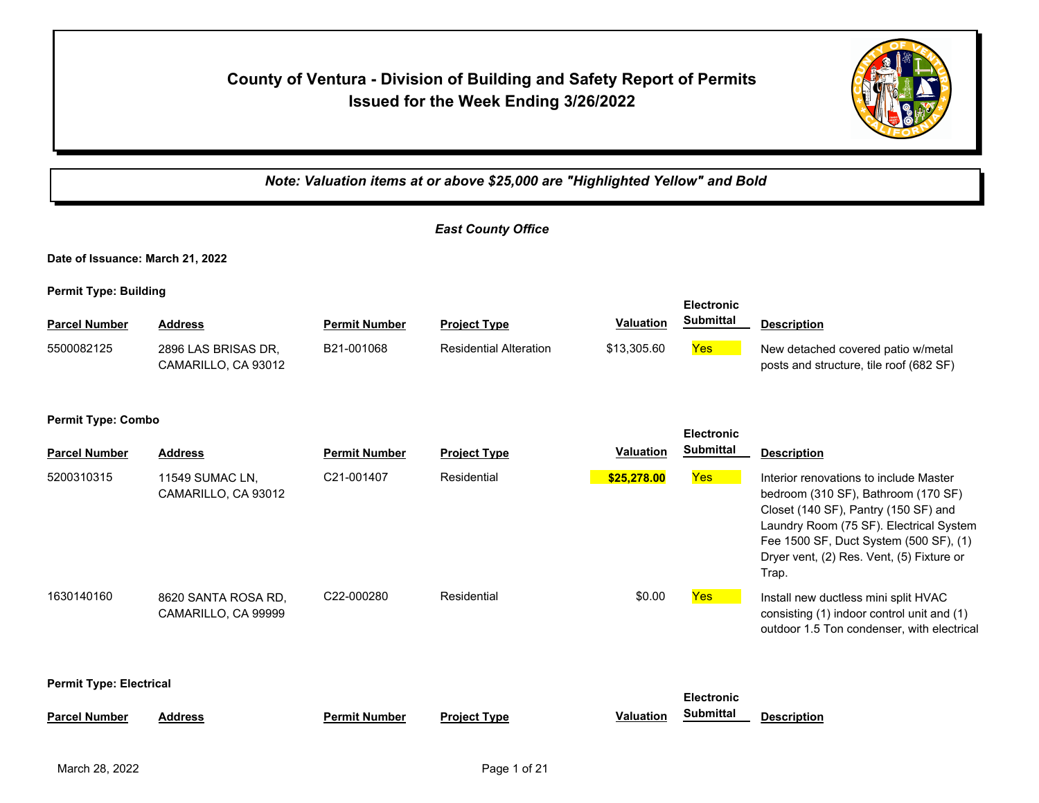# County of Ventura - Division of Building and Safety Report of Permits Issued for the Week Ending 3/26/2022

***Note: Valuation items at or above $25,000 are "Highlighted Yellow" and Bold***

*East County Office*

**Date of Issuance: March 21, 2022**

**Permit Type: Building**

| Parcel Number | Address | Permit Number | Project Type | Valuation | Electronic Submittal | Description |
|---|---|---|---|---|---|---|
| 5500082125 | 2896 LAS BRISAS DR, CAMARILLO, CA 93012 | B21-001068 | Residential Alteration | $13,305.60 | Yes | New detached covered patio w/metal posts and structure, tile roof (682 SF) |

**Permit Type: Combo**

| Parcel Number | Address | Permit Number | Project Type | Valuation | Electronic Submittal | Description |
|---|---|---|---|---|---|---|
| 5200310315 | 11549 SUMAC LN, CAMARILLO, CA 93012 | C21-001407 | Residential | **$25,278.00** | Yes | Interior renovations to include Master bedroom (310 SF), Bathroom (170 SF) Closet (140 SF), Pantry (150 SF) and Laundry Room (75 SF). Electrical System Fee 1500 SF, Duct System (500 SF), (1) Dryer vent, (2) Res. Vent, (5) Fixture or Trap. |
| 1630140160 | 8620 SANTA ROSA RD, CAMARILLO, CA 99999 | C22-000280 | Residential | $0.00 | Yes | Install new ductless mini split HVAC consisting (1) indoor control unit and (1) outdoor 1.5 Ton condenser, with electrical |

**Permit Type: Electrical**

| Parcel Number | Address | Permit Number | Project Type | Valuation | Electronic Submittal | Description |
|---|---|---|---|---|---|---|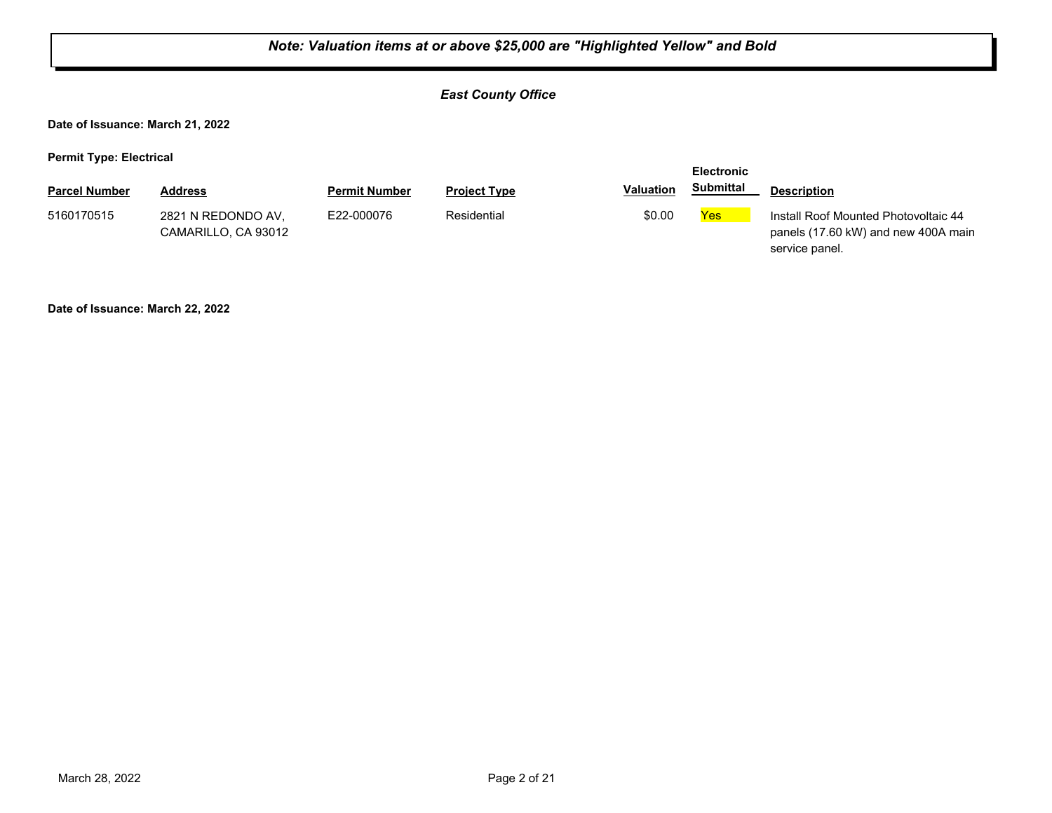***Note: Valuation items at or above $25,000 are "Highlighted Yellow" and Bold***

***East County Office***

**Date of Issuance: March 21, 2022**

**Permit Type: Electrical**

| Parcel Number | Address | Permit Number | Project Type | Valuation | Electronic Submittal | Description |
|---|---|---|---|---|---|---|
| 5160170515 | 2821 N REDONDO AV, CAMARILLO, CA 93012 | E22-000076 | Residential | $0.00 | Yes | Install Roof Mounted Photovoltaic 44 panels (17.60 kW) and new 400A main service panel. |

**Date of Issuance: March 22, 2022**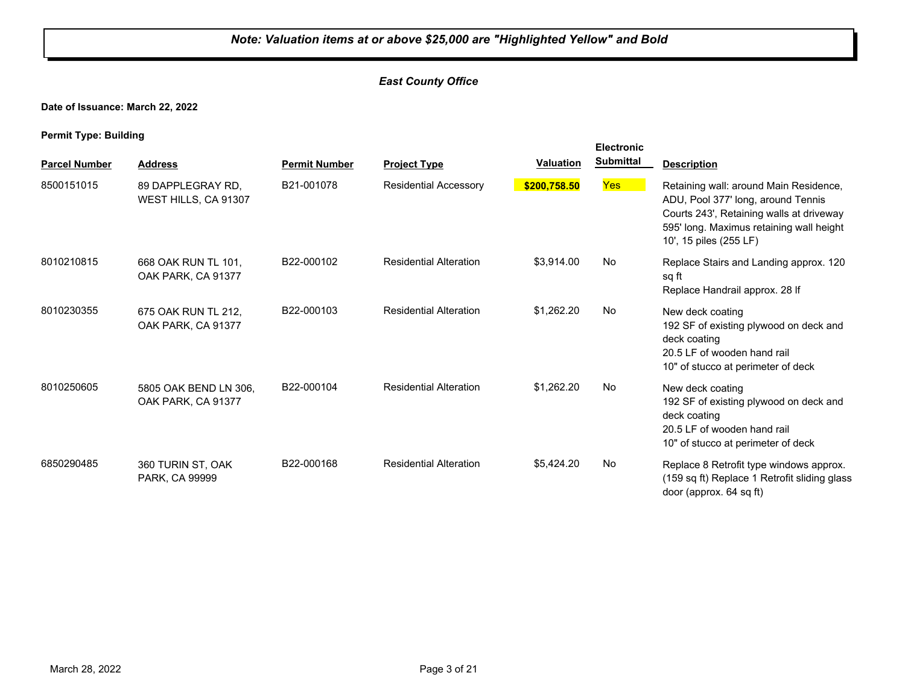***Note: Valuation items at or above $25,000 are "Highlighted Yellow" and Bold***

***East County Office***

**Date of Issuance: March 22, 2022**

**Permit Type: Building**

| Parcel Number | Address | Permit Number | Project Type | Valuation | Electronic Submittal | Description |
|---|---|---|---|---|---|---|
| 8500151015 | 89 DAPPLEGRAY RD, WEST HILLS, CA 91307 | B21-001078 | Residential Accessory | **$200,758.50** | Yes | Retaining wall: around Main Residence, ADU, Pool 377' long, around Tennis Courts 243', Retaining walls at driveway 595' long. Maximus retaining wall height 10', 15 piles (255 LF) |
| 8010210815 | 668 OAK RUN TL 101, OAK PARK, CA 91377 | B22-000102 | Residential Alteration | $3,914.00 | No | Replace Stairs and Landing approx. 120 sq ft<br>Replace Handrail approx. 28 lf |
| 8010230355 | 675 OAK RUN TL 212, OAK PARK, CA 91377 | B22-000103 | Residential Alteration | $1,262.20 | No | New deck coating<br>192 SF of existing plywood on deck and deck coating<br>20.5 LF of wooden hand rail<br>10" of stucco at perimeter of deck |
| 8010250605 | 5805 OAK BEND LN 306, OAK PARK, CA 91377 | B22-000104 | Residential Alteration | $1,262.20 | No | New deck coating<br>192 SF of existing plywood on deck and deck coating<br>20.5 LF of wooden hand rail<br>10" of stucco at perimeter of deck |
| 6850290485 | 360 TURIN ST, OAK PARK, CA 99999 | B22-000168 | Residential Alteration | $5,424.20 | No | Replace 8 Retrofit type windows approx. (159 sq ft) Replace 1 Retrofit sliding glass door (approx. 64 sq ft) |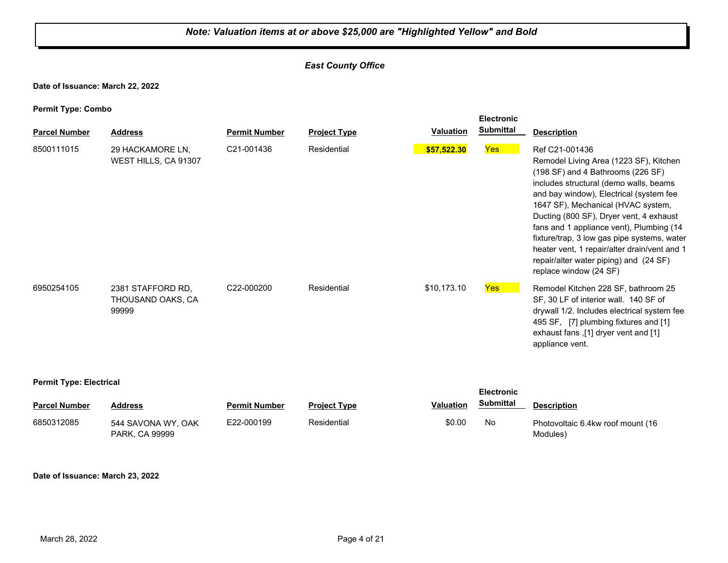***Note: Valuation items at or above $25,000 are "Highlighted Yellow" and Bold***

***East County Office***

**Date of Issuance: March 22, 2022**

**Permit Type: Combo**

| Parcel Number | Address | Permit Number | Project Type | Valuation | Electronic Submittal | Description |
|---|---|---|---|---|---|---|
| 8500111015 | 29 HACKAMORE LN, WEST HILLS, CA 91307 | C21-001436 | Residential | **$57,522.30** | Yes | Ref C21-001436 Remodel Living Area (1223 SF), Kitchen (198 SF) and 4 Bathrooms (226 SF) includes structural (demo walls, beams and bay window), Electrical (system fee 1647 SF), Mechanical (HVAC system, Ducting (800 SF), Dryer vent, 4 exhaust fans and 1 appliance vent), Plumbing (14 fixture/trap, 3 low gas pipe systems, water heater vent, 1 repair/alter drain/vent and 1 repair/alter water piping) and (24 SF) replace window (24 SF) |
| 6950254105 | 2381 STAFFORD RD, THOUSAND OAKS, CA 99999 | C22-000200 | Residential | $10,173.10 | Yes | Remodel Kitchen 228 SF, bathroom 25 SF, 30 LF of interior wall. 140 SF of drywall 1/2. Includes electrical system fee 495 SF, [7] plumbing fixtures and [1] exhaust fans ,[1] dryer vent and [1] appliance vent. |

**Permit Type: Electrical**

| Parcel Number | Address | Permit Number | Project Type | Valuation | Electronic Submittal | Description |
|---|---|---|---|---|---|---|
| 6850312085 | 544 SAVONA WY, OAK PARK, CA 99999 | E22-000199 | Residential | $0.00 | No | Photovoltaic 6.4kw roof mount (16 Modules) |

**Date of Issuance: March 23, 2022**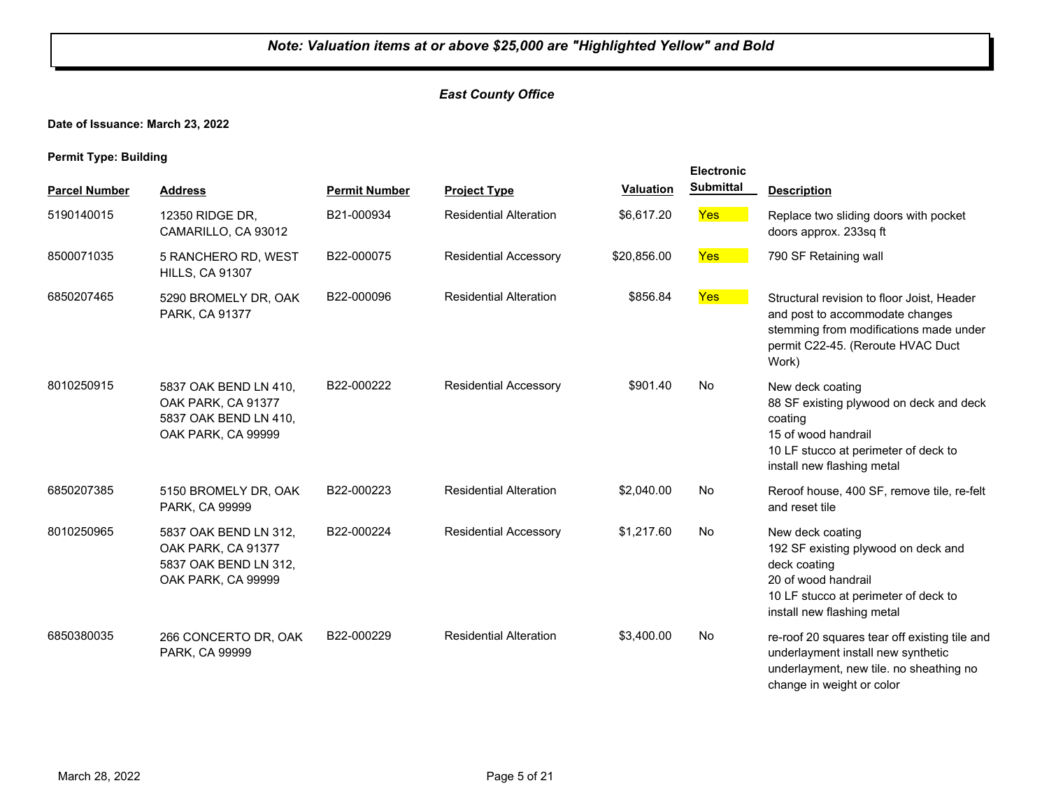***Note: Valuation items at or above $25,000 are "Highlighted Yellow" and Bold***

*East County Office*

**Date of Issuance: March 23, 2022**

**Permit Type: Building**

| Parcel Number | Address | Permit Number | Project Type | Valuation | Electronic Submittal | Description |
|---|---|---|---|---|---|---|
| 5190140015 | 12350 RIDGE DR, CAMARILLO, CA 93012 | B21-000934 | Residential Alteration | $6,617.20 | Yes | Replace two sliding doors with pocket doors approx. 233sq ft |
| 8500071035 | 5 RANCHERO RD, WEST HILLS, CA 91307 | B22-000075 | Residential Accessory | $20,856.00 | Yes | 790 SF Retaining wall |
| 6850207465 | 5290 BROMELY DR, OAK PARK, CA 91377 | B22-000096 | Residential Alteration | $856.84 | Yes | Structural revision to floor Joist, Header and post to accommodate changes stemming from modifications made under permit C22-45. (Reroute HVAC Duct Work) |
| 8010250915 | 5837 OAK BEND LN 410, OAK PARK, CA 91377 5837 OAK BEND LN 410, OAK PARK, CA 99999 | B22-000222 | Residential Accessory | $901.40 | No | New deck coating<br>88 SF existing plywood on deck and deck coating<br>15 of wood handrail<br>10 LF stucco at perimeter of deck to install new flashing metal |
| 6850207385 | 5150 BROMELY DR, OAK PARK, CA 99999 | B22-000223 | Residential Alteration | $2,040.00 | No | Reroof house, 400 SF, remove tile, re-felt and reset tile |
| 8010250965 | 5837 OAK BEND LN 312, OAK PARK, CA 91377 5837 OAK BEND LN 312, OAK PARK, CA 99999 | B22-000224 | Residential Accessory | $1,217.60 | No | New deck coating<br>192 SF existing plywood on deck and deck coating<br>20 of wood handrail<br>10 LF stucco at perimeter of deck to install new flashing metal |
| 6850380035 | 266 CONCERTO DR, OAK PARK, CA 99999 | B22-000229 | Residential Alteration | $3,400.00 | No | re-roof 20 squares tear off existing tile and underlayment install new synthetic underlayment, new tile. no sheathing no change in weight or color |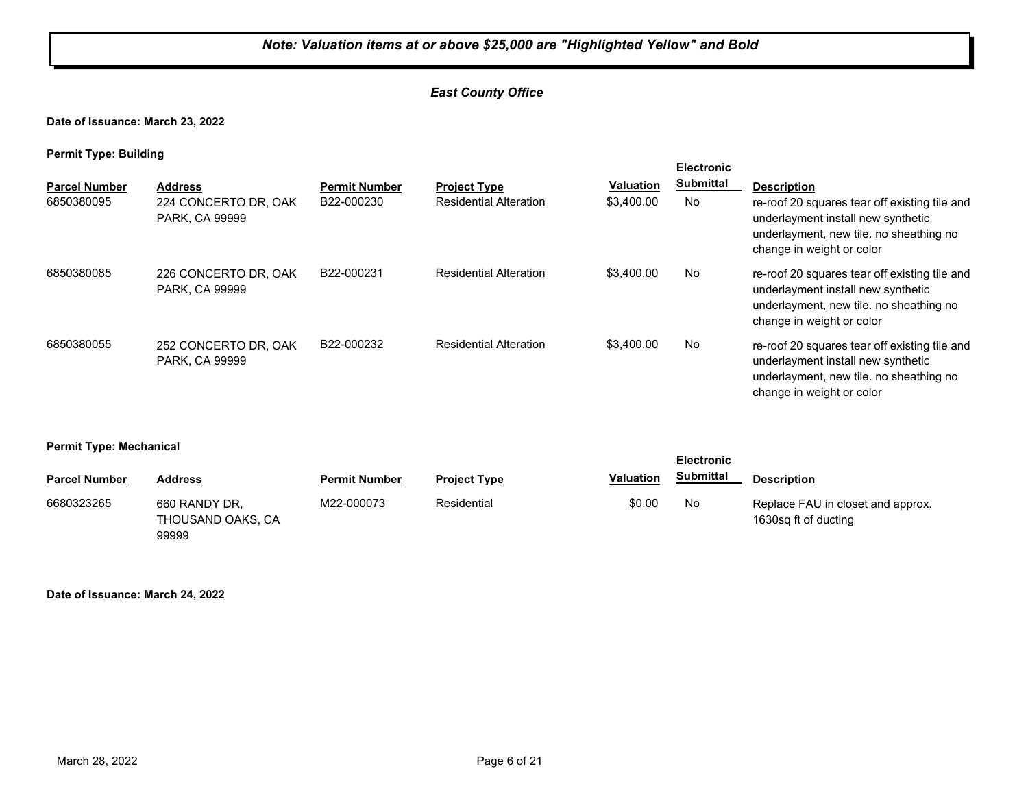***Note: Valuation items at or above $25,000 are "Highlighted Yellow" and Bold***

***East County Office***

**Date of Issuance: March 23, 2022**

**Permit Type: Building**

| Parcel Number | Address | Permit Number | Project Type | Valuation | Electronic Submittal | Description |
|---|---|---|---|---|---|---|
| 6850380095 | 224 CONCERTO DR, OAK PARK, CA 99999 | B22-000230 | Residential Alteration | $3,400.00 | No | re-roof 20 squares tear off existing tile and underlayment install new synthetic underlayment, new tile. no sheathing no change in weight or color |
| 6850380085 | 226 CONCERTO DR, OAK PARK, CA 99999 | B22-000231 | Residential Alteration | $3,400.00 | No | re-roof 20 squares tear off existing tile and underlayment install new synthetic underlayment, new tile. no sheathing no change in weight or color |
| 6850380055 | 252 CONCERTO DR, OAK PARK, CA 99999 | B22-000232 | Residential Alteration | $3,400.00 | No | re-roof 20 squares tear off existing tile and underlayment install new synthetic underlayment, new tile. no sheathing no change in weight or color |

**Permit Type: Mechanical**

| Parcel Number | Address | Permit Number | Project Type | Valuation | Electronic Submittal | Description |
|---|---|---|---|---|---|---|
| 6680323265 | 660 RANDY DR, THOUSAND OAKS, CA 99999 | M22-000073 | Residential | $0.00 | No | Replace FAU in closet and approx. 1630sq ft of ducting |

**Date of Issuance: March 24, 2022**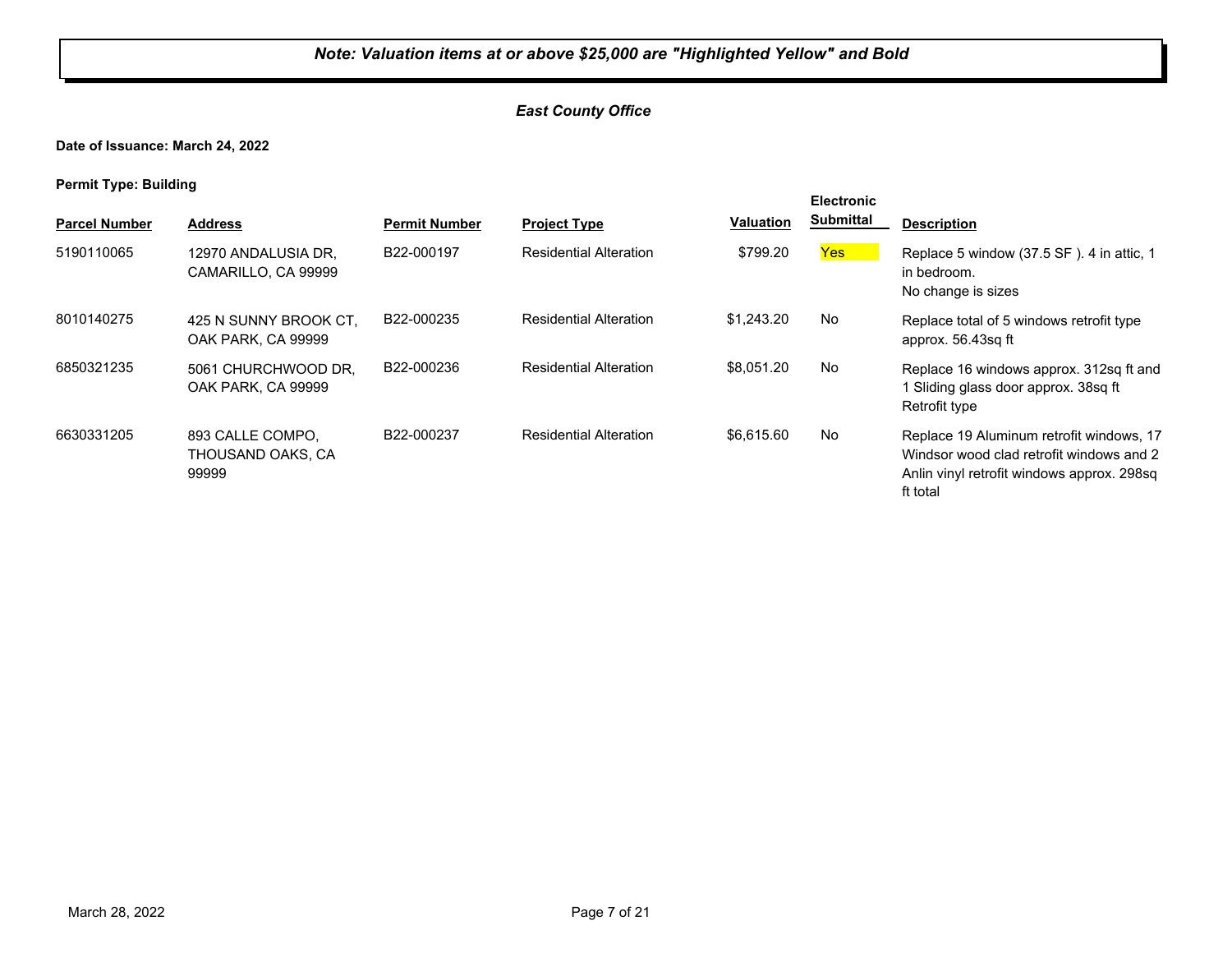***Note: Valuation items at or above $25,000 are "Highlighted Yellow" and Bold***

*East County Office*

**Date of Issuance: March 24, 2022**

**Permit Type: Building**

| Parcel Number | Address | Permit Number | Project Type | Valuation | Electronic Submittal | Description |
|---|---|---|---|---|---|---|
| 5190110065 | 12970 ANDALUSIA DR, CAMARILLO, CA 99999 | B22-000197 | Residential Alteration | $799.20 | Yes | Replace 5 window (37.5 SF ). 4 in attic, 1 in bedroom. No change is sizes |
| 8010140275 | 425 N SUNNY BROOK CT, OAK PARK, CA 99999 | B22-000235 | Residential Alteration | $1,243.20 | No | Replace total of 5 windows retrofit type approx. 56.43sq ft |
| 6850321235 | 5061 CHURCHWOOD DR, OAK PARK, CA 99999 | B22-000236 | Residential Alteration | $8,051.20 | No | Replace 16 windows approx. 312sq ft and 1 Sliding glass door approx. 38sq ft Retrofit type |
| 6630331205 | 893 CALLE COMPO, THOUSAND OAKS, CA 99999 | B22-000237 | Residential Alteration | $6,615.60 | No | Replace 19 Aluminum retrofit windows, 17 Windsor wood clad retrofit windows and 2 Anlin vinyl retrofit windows approx. 298sq ft total |

March 28, 2022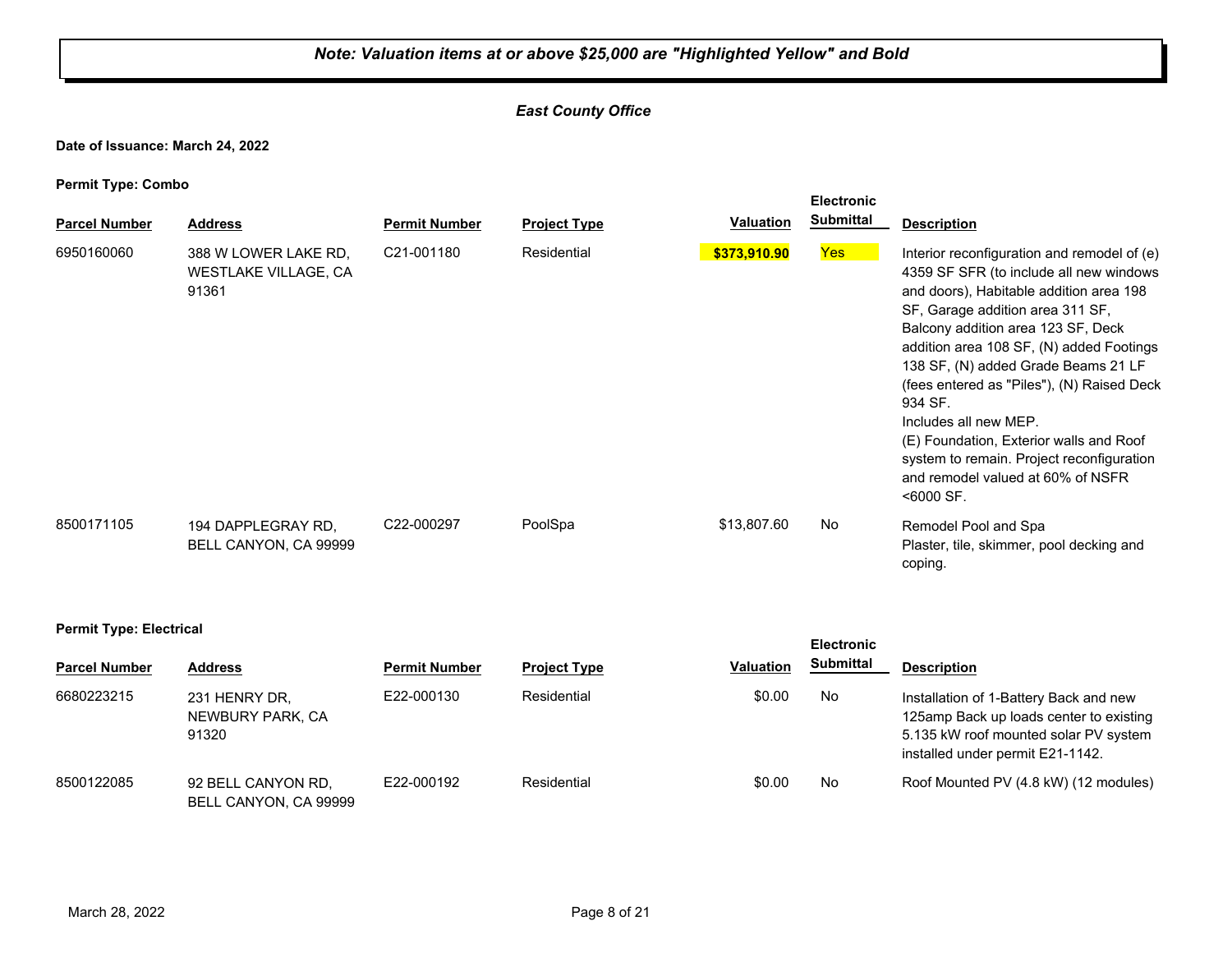***Note: Valuation items at or above $25,000 are "Highlighted Yellow" and Bold***

***East County Office***

**Date of Issuance: March 24, 2022**

**Permit Type: Combo**

| Parcel Number | Address | Permit Number | Project Type | Valuation | Electronic Submittal | Description |
|---|---|---|---|---|---|---|
| 6950160060 | 388 W LOWER LAKE RD, WESTLAKE VILLAGE, CA 91361 | C21-001180 | Residential | **$373,910.90** | Yes | Interior reconfiguration and remodel of (e) 4359 SF SFR (to include all new windows and doors), Habitable addition area 198 SF, Garage addition area 311 SF, Balcony addition area 123 SF, Deck addition area 108 SF, (N) added Footings 138 SF, (N) added Grade Beams 21 LF (fees entered as "Piles"), (N) Raised Deck 934 SF. Includes all new MEP. (E) Foundation, Exterior walls and Roof system to remain. Project reconfiguration and remodel valued at 60% of NSFR <6000 SF. |
| 8500171105 | 194 DAPPLEGRAY RD, BELL CANYON, CA 99999 | C22-000297 | PoolSpa | $13,807.60 | No | Remodel Pool and Spa Plaster, tile, skimmer, pool decking and coping. |

**Permit Type: Electrical**

| Parcel Number | Address | Permit Number | Project Type | Valuation | Electronic Submittal | Description |
|---|---|---|---|---|---|---|
| 6680223215 | 231 HENRY DR, NEWBURY PARK, CA 91320 | E22-000130 | Residential | $0.00 | No | Installation of 1-Battery Back and new 125amp Back up loads center to existing 5.135 kW roof mounted solar PV system installed under permit E21-1142. |
| 8500122085 | 92 BELL CANYON RD, BELL CANYON, CA 99999 | E22-000192 | Residential | $0.00 | No | Roof Mounted PV (4.8 kW) (12 modules) |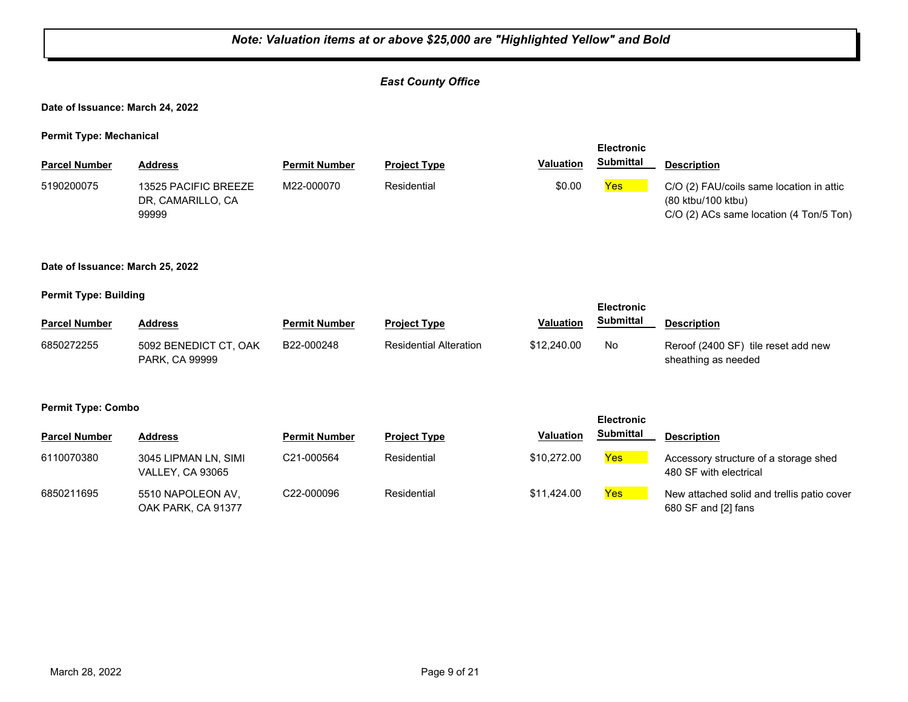***Note: Valuation items at or above $25,000 are "Highlighted Yellow" and Bold***

***East County Office***

**Date of Issuance: March 24, 2022**

**Permit Type: Mechanical**

| Parcel Number | Address | Permit Number | Project Type | Valuation | Electronic Submittal | Description |
|---|---|---|---|---|---|---|
| 5190200075 | 13525 PACIFIC BREEZE DR, CAMARILLO, CA 99999 | M22-000070 | Residential | $0.00 | Yes | C/O (2) FAU/coils same location in attic (80 ktbu/100 ktbu) C/O (2) ACs same location (4 Ton/5 Ton) |

**Date of Issuance: March 25, 2022**

**Permit Type: Building**

| Parcel Number | Address | Permit Number | Project Type | Valuation | Electronic Submittal | Description |
|---|---|---|---|---|---|---|
| 6850272255 | 5092 BENEDICT CT, OAK PARK, CA 99999 | B22-000248 | Residential Alteration | $12,240.00 | No | Reroof (2400 SF) tile reset add new sheathing as needed |

**Permit Type: Combo**

| Parcel Number | Address | Permit Number | Project Type | Valuation | Electronic Submittal | Description |
|---|---|---|---|---|---|---|
| 6110070380 | 3045 LIPMAN LN, SIMI VALLEY, CA 93065 | C21-000564 | Residential | $10,272.00 | Yes | Accessory structure of a storage shed 480 SF with electrical |
| 6850211695 | 5510 NAPOLEON AV, OAK PARK, CA 91377 | C22-000096 | Residential | $11,424.00 | Yes | New attached solid and trellis patio cover 680 SF and [2] fans |

March 28, 2022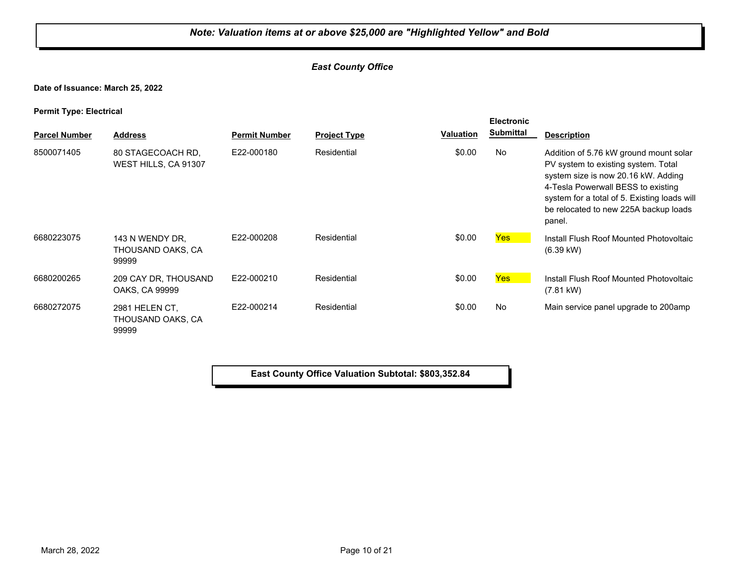***Note: Valuation items at or above $25,000 are "Highlighted Yellow" and Bold***

***East County Office***

**Date of Issuance: March 25, 2022**

**Permit Type: Electrical**

| Parcel Number | Address | Permit Number | Project Type | Valuation | Electronic Submittal | Description |
|---|---|---|---|---|---|---|
| 8500071405 | 80 STAGECOACH RD, WEST HILLS, CA 91307 | E22-000180 | Residential | $0.00 | No | Addition of 5.76 kW ground mount solar PV system to existing system. Total system size is now 20.16 kW. Adding 4-Tesla Powerwall BESS to existing system for a total of 5. Existing loads will be relocated to new 225A backup loads panel. |
| 6680223075 | 143 N WENDY DR, THOUSAND OAKS, CA 99999 | E22-000208 | Residential | $0.00 | Yes | Install Flush Roof Mounted Photovoltaic (6.39 kW) |
| 6680200265 | 209 CAY DR, THOUSAND OAKS, CA 99999 | E22-000210 | Residential | $0.00 | Yes | Install Flush Roof Mounted Photovoltaic (7.81 kW) |
| 6680272075 | 2981 HELEN CT, THOUSAND OAKS, CA 99999 | E22-000214 | Residential | $0.00 | No | Main service panel upgrade to 200amp |

**East County Office Valuation Subtotal: $803,352.84**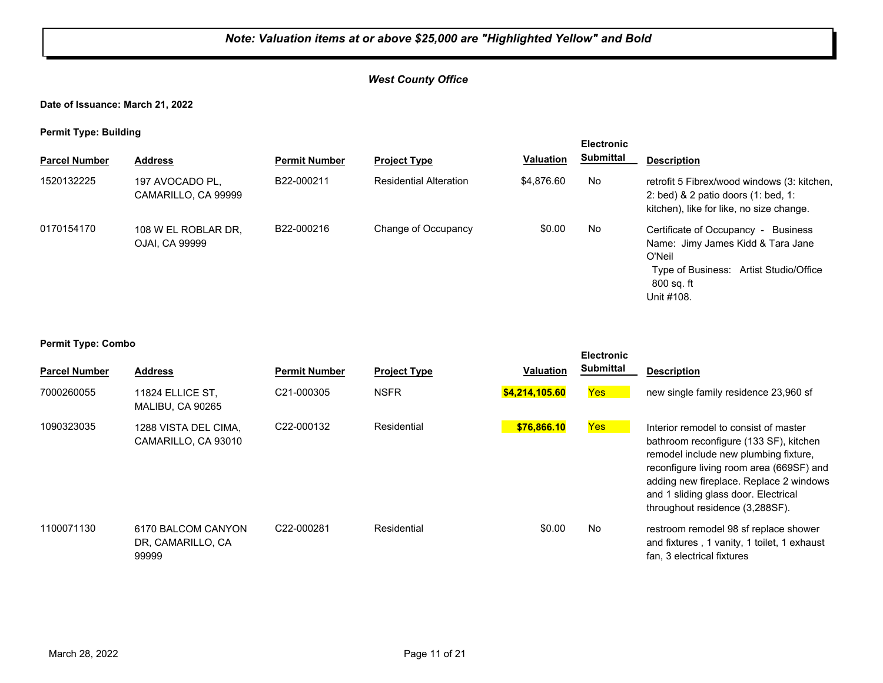***Note: Valuation items at or above $25,000 are "Highlighted Yellow" and Bold***

***West County Office***

**Date of Issuance: March 21, 2022**

**Permit Type: Building**

| Parcel Number | Address | Permit Number | Project Type | Valuation | Electronic Submittal | Description |
|---|---|---|---|---|---|---|
| 1520132225 | 197 AVOCADO PL, CAMARILLO, CA 99999 | B22-000211 | Residential Alteration | $4,876.60 | No | retrofit 5 Fibrex/wood windows (3: kitchen, 2: bed) & 2 patio doors (1: bed, 1: kitchen), like for like, no size change. |
| 0170154170 | 108 W EL ROBLAR DR, OJAI, CA 99999 | B22-000216 | Change of Occupancy | $0.00 | No | Certificate of Occupancy - Business Name: Jimy James Kidd & Tara Jane O'Neil Type of Business: Artist Studio/Office 800 sq. ft Unit #108. |

**Permit Type: Combo**

| Parcel Number | Address | Permit Number | Project Type | Valuation | Electronic Submittal | Description |
|---|---|---|---|---|---|---|
| 7000260055 | 11824 ELLICE ST, MALIBU, CA 90265 | C21-000305 | NSFR | **$4,214,105.60** | Yes | new single family residence 23,960 sf |
| 1090323035 | 1288 VISTA DEL CIMA, CAMARILLO, CA 93010 | C22-000132 | Residential | **$76,866.10** | Yes | Interior remodel to consist of master bathroom reconfigure (133 SF), kitchen remodel include new plumbing fixture, reconfigure living room area (669SF) and adding new fireplace. Replace 2 windows and 1 sliding glass door. Electrical throughout residence (3,288SF). |
| 1100071130 | 6170 BALCOM CANYON DR, CAMARILLO, CA 99999 | C22-000281 | Residential | $0.00 | No | restroom remodel 98 sf replace shower and fixtures , 1 vanity, 1 toilet, 1 exhaust fan, 3 electrical fixtures |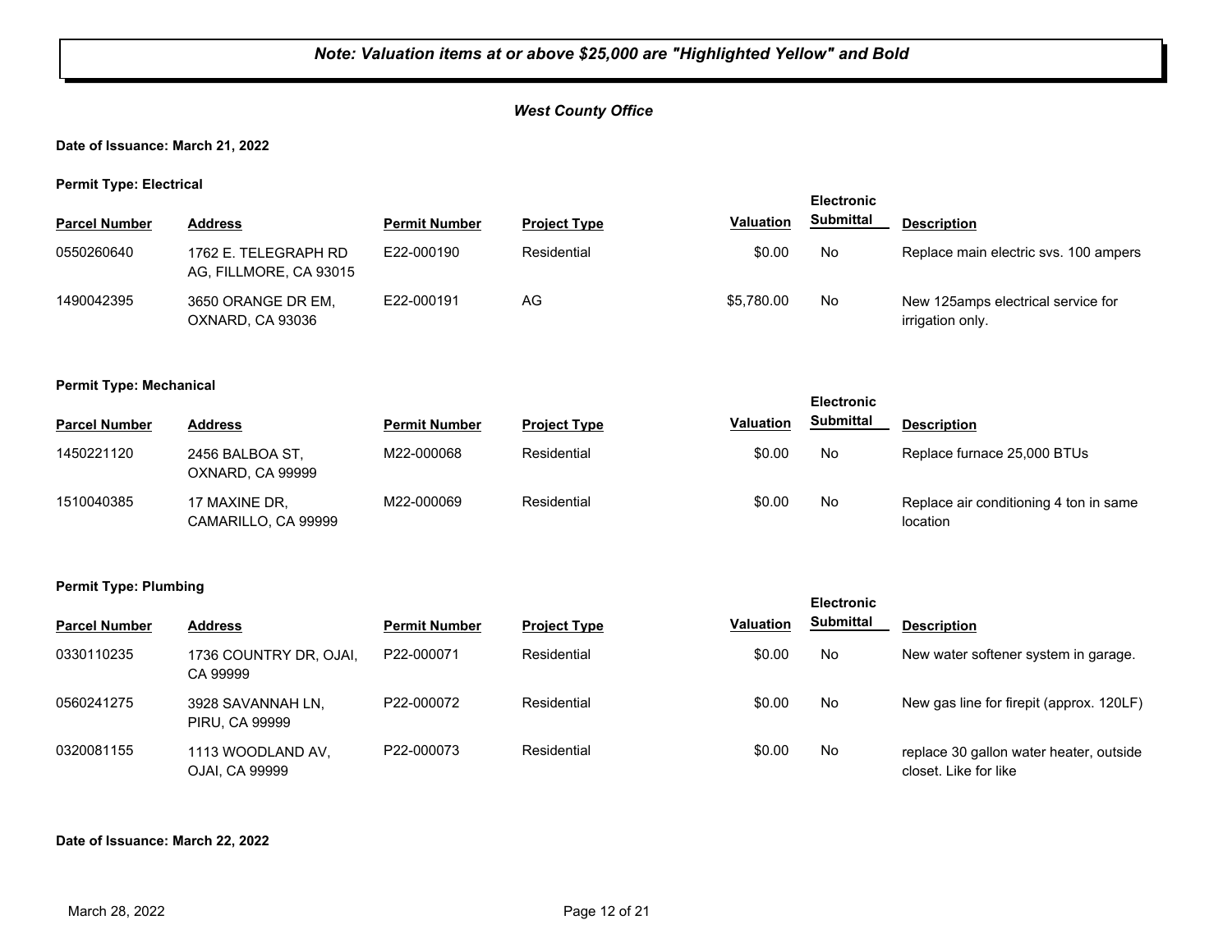***Note: Valuation items at or above $25,000 are "Highlighted Yellow" and Bold***

***West County Office***

**Date of Issuance: March 21, 2022**

**Permit Type: Electrical**

| Parcel Number | Address | Permit Number | Project Type | Valuation | Electronic Submittal | Description |
|---|---|---|---|---|---|---|
| 0550260640 | 1762 E. TELEGRAPH RD AG, FILLMORE, CA 93015 | E22-000190 | Residential | $0.00 | No | Replace main electric svs. 100 ampers |
| 1490042395 | 3650 ORANGE DR EM, OXNARD, CA 93036 | E22-000191 | AG | $5,780.00 | No | New 125amps electrical service for irrigation only. |

**Permit Type: Mechanical**

| Parcel Number | Address | Permit Number | Project Type | Valuation | Electronic Submittal | Description |
|---|---|---|---|---|---|---|
| 1450221120 | 2456 BALBOA ST, OXNARD, CA 99999 | M22-000068 | Residential | $0.00 | No | Replace furnace 25,000 BTUs |
| 1510040385 | 17 MAXINE DR, CAMARILLO, CA 99999 | M22-000069 | Residential | $0.00 | No | Replace air conditioning 4 ton in same location |

**Permit Type: Plumbing**

| Parcel Number | Address | Permit Number | Project Type | Valuation | Electronic Submittal | Description |
|---|---|---|---|---|---|---|
| 0330110235 | 1736 COUNTRY DR, OJAI, CA 99999 | P22-000071 | Residential | $0.00 | No | New water softener system in garage. |
| 0560241275 | 3928 SAVANNAH LN, PIRU, CA 99999 | P22-000072 | Residential | $0.00 | No | New gas line for firepit (approx. 120LF) |
| 0320081155 | 1113 WOODLAND AV, OJAI, CA 99999 | P22-000073 | Residential | $0.00 | No | replace 30 gallon water heater, outside closet. Like for like |

**Date of Issuance: March 22, 2022**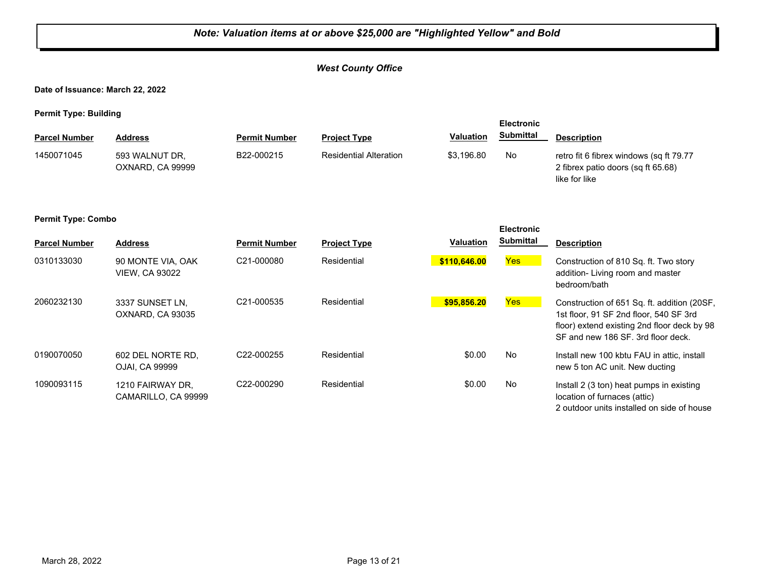***Note: Valuation items at or above $25,000 are "Highlighted Yellow" and Bold***

***West County Office***

**Date of Issuance: March 22, 2022**

**Permit Type: Building**

| Parcel Number | Address | Permit Number | Project Type | Valuation | Electronic Submittal | Description |
|---|---|---|---|---|---|---|
| 1450071045 | 593 WALNUT DR, OXNARD, CA 99999 | B22-000215 | Residential Alteration | $3,196.80 | No | retro fit 6 fibrex windows (sq ft 79.77 2 fibrex patio doors (sq ft 65.68) like for like |

**Permit Type: Combo**

| Parcel Number | Address | Permit Number | Project Type | Valuation | Electronic Submittal | Description |
|---|---|---|---|---|---|---|
| 0310133030 | 90 MONTE VIA, OAK VIEW, CA 93022 | C21-000080 | Residential | **$110,646.00** | Yes | Construction of 810 Sq. ft. Two story addition- Living room and master bedroom/bath |
| 2060232130 | 3337 SUNSET LN, OXNARD, CA 93035 | C21-000535 | Residential | **$95,856.20** | Yes | Construction of 651 Sq. ft. addition (20SF, 1st floor, 91 SF 2nd floor, 540 SF 3rd floor) extend existing 2nd floor deck by 98 SF and new 186 SF. 3rd floor deck. |
| 0190070050 | 602 DEL NORTE RD, OJAI, CA 99999 | C22-000255 | Residential | $0.00 | No | Install new 100 kbtu FAU in attic, install new 5 ton AC unit. New ducting |
| 1090093115 | 1210 FAIRWAY DR, CAMARILLO, CA 99999 | C22-000290 | Residential | $0.00 | No | Install 2 (3 ton) heat pumps in existing location of furnaces (attic) 2 outdoor units installed on side of house |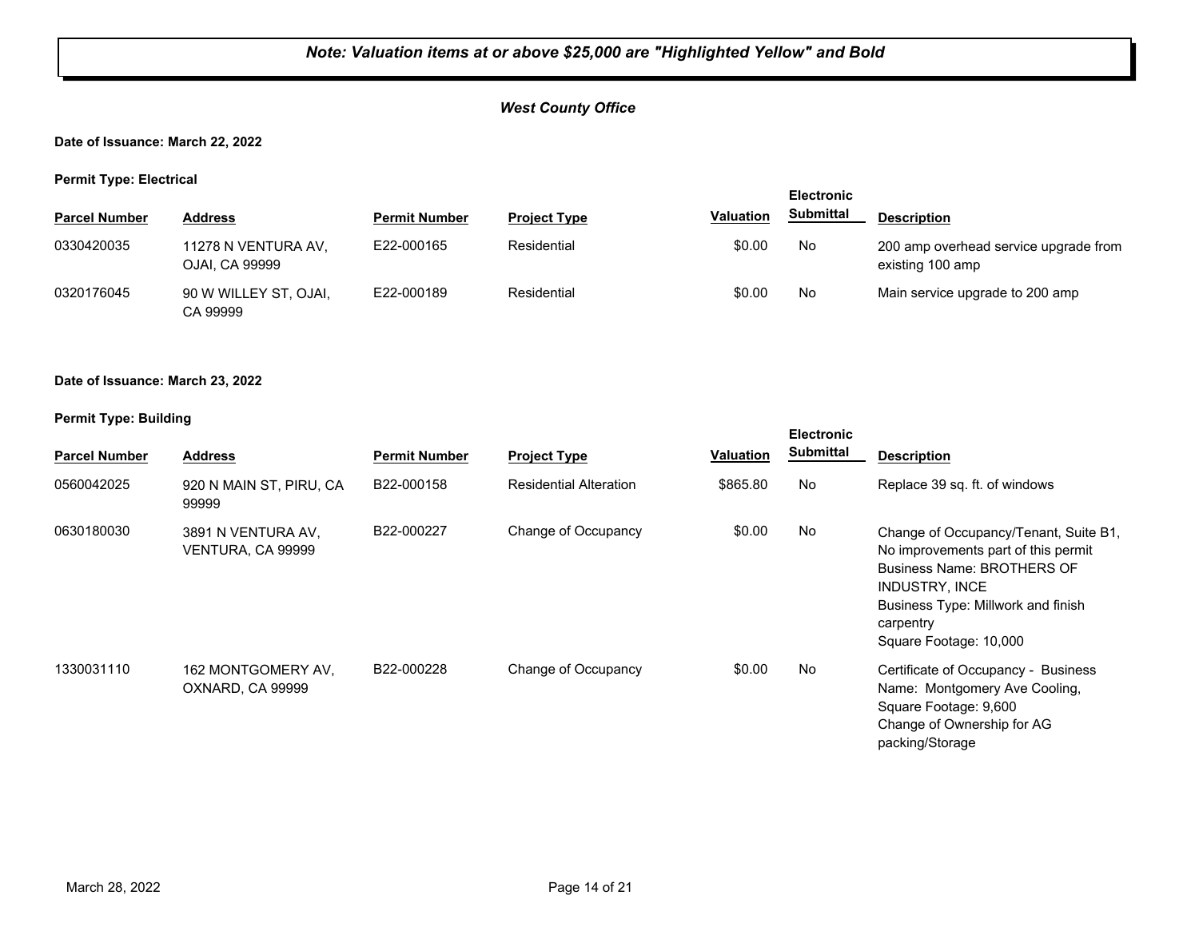***Note: Valuation items at or above $25,000 are "Highlighted Yellow" and Bold***

***West County Office***

**Date of Issuance: March 22, 2022**

**Permit Type: Electrical**

| Parcel Number | Address | Permit Number | Project Type | Valuation | Electronic Submittal | Description |
|---|---|---|---|---|---|---|
| 0330420035 | 11278 N VENTURA AV, OJAI, CA 99999 | E22-000165 | Residential | $0.00 | No | 200 amp overhead service upgrade from existing 100 amp |
| 0320176045 | 90 W WILLEY ST, OJAI, CA 99999 | E22-000189 | Residential | $0.00 | No | Main service upgrade to 200 amp |

**Date of Issuance: March 23, 2022**

**Permit Type: Building**

| Parcel Number | Address | Permit Number | Project Type | Valuation | Electronic Submittal | Description |
|---|---|---|---|---|---|---|
| 0560042025 | 920 N MAIN ST, PIRU, CA 99999 | B22-000158 | Residential Alteration | $865.80 | No | Replace 39 sq. ft. of windows |
| 0630180030 | 3891 N VENTURA AV, VENTURA, CA 99999 | B22-000227 | Change of Occupancy | $0.00 | No | Change of Occupancy/Tenant, Suite B1, No improvements part of this permit<br>Business Name: BROTHERS OF INDUSTRY, INCE<br>Business Type: Millwork and finish carpentry<br>Square Footage: 10,000 |
| 1330031110 | 162 MONTGOMERY AV, OXNARD, CA 99999 | B22-000228 | Change of Occupancy | $0.00 | No | Certificate of Occupancy - Business Name: Montgomery Ave Cooling, Square Footage: 9,600<br>Change of Ownership for AG packing/Storage |

March 28, 2022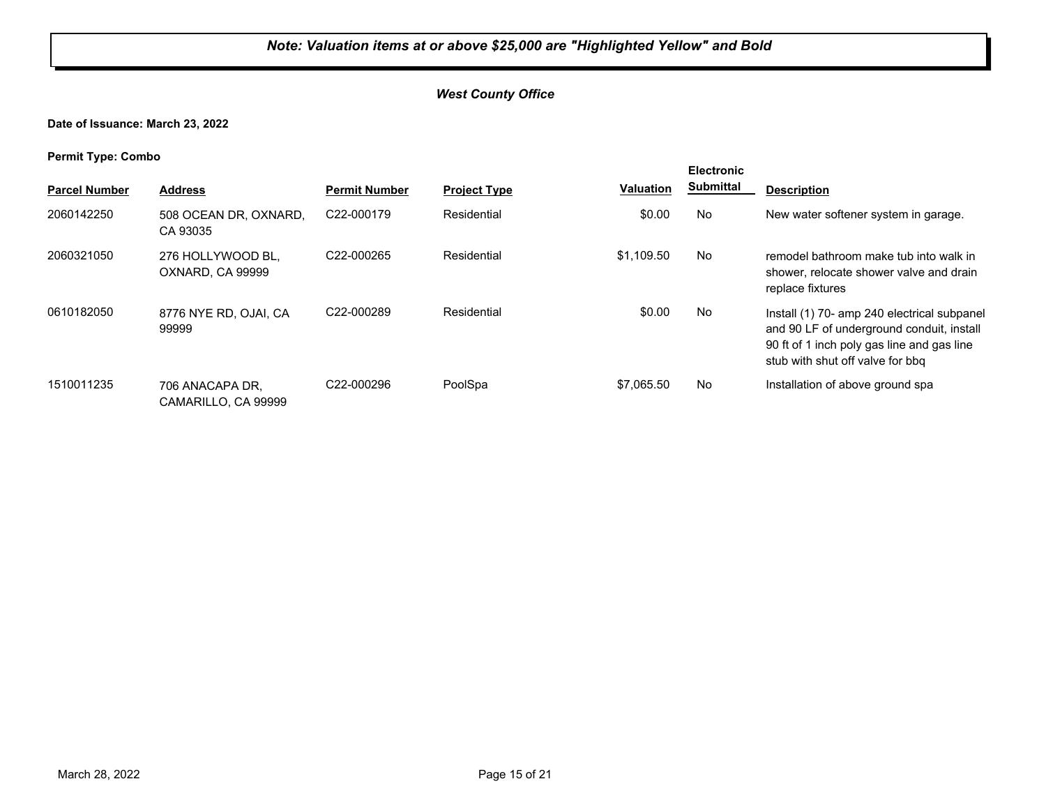***Note: Valuation items at or above $25,000 are "Highlighted Yellow" and Bold***

***West County Office***

**Date of Issuance: March 23, 2022**

**Permit Type: Combo**

| Parcel Number | Address | Permit Number | Project Type | Valuation | Electronic Submittal | Description |
|---|---|---|---|---|---|---|
| 2060142250 | 508 OCEAN DR, OXNARD, CA 93035 | C22-000179 | Residential | $0.00 | No | New water softener system in garage. |
| 2060321050 | 276 HOLLYWOOD BL, OXNARD, CA 99999 | C22-000265 | Residential | $1,109.50 | No | remodel bathroom make tub into walk in shower, relocate shower valve and drain replace fixtures |
| 0610182050 | 8776 NYE RD, OJAI, CA 99999 | C22-000289 | Residential | $0.00 | No | Install (1) 70- amp 240 electrical subpanel and 90 LF of underground conduit, install 90 ft of 1 inch poly gas line and gas line stub with shut off valve for bbq |
| 1510011235 | 706 ANACAPA DR, CAMARILLO, CA 99999 | C22-000296 | PoolSpa | $7,065.50 | No | Installation of above ground spa |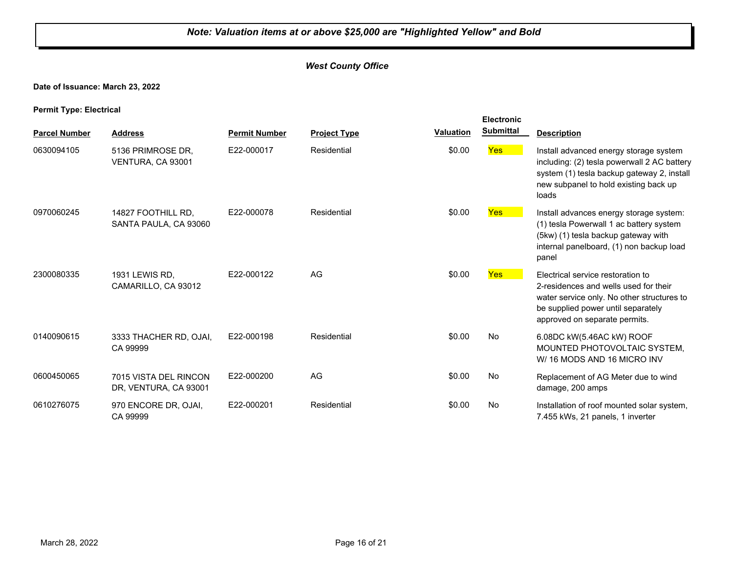***Note: Valuation items at or above $25,000 are "Highlighted Yellow" and Bold***

***West County Office***

**Date of Issuance: March 23, 2022**

**Permit Type: Electrical**

| Parcel Number | Address | Permit Number | Project Type | Valuation | Electronic Submittal | Description |
|---|---|---|---|---|---|---|
| 0630094105 | 5136 PRIMROSE DR, VENTURA, CA 93001 | E22-000017 | Residential | $0.00 | Yes | Install advanced energy storage system including: (2) tesla powerwall 2 AC battery system (1) tesla backup gateway 2, install new subpanel to hold existing back up loads |
| 0970060245 | 14827 FOOTHILL RD, SANTA PAULA, CA 93060 | E22-000078 | Residential | $0.00 | Yes | Install advances energy storage system: (1) tesla Powerwall 1 ac battery system (5kw) (1) tesla backup gateway with internal panelboard, (1) non backup load panel |
| 2300080335 | 1931 LEWIS RD, CAMARILLO, CA 93012 | E22-000122 | AG | $0.00 | Yes | Electrical service restoration to 2-residences and wells used for their water service only. No other structures to be supplied power until separately approved on separate permits. |
| 0140090615 | 3333 THACHER RD, OJAI, CA 99999 | E22-000198 | Residential | $0.00 | No | 6.08DC kW(5.46AC kW) ROOF MOUNTED PHOTOVOLTAIC SYSTEM, W/ 16 MODS AND 16 MICRO INV |
| 0600450065 | 7015 VISTA DEL RINCON DR, VENTURA, CA 93001 | E22-000200 | AG | $0.00 | No | Replacement of AG Meter due to wind damage, 200 amps |
| 0610276075 | 970 ENCORE DR, OJAI, CA 99999 | E22-000201 | Residential | $0.00 | No | Installation of roof mounted solar system, 7.455 kWs, 21 panels, 1 inverter |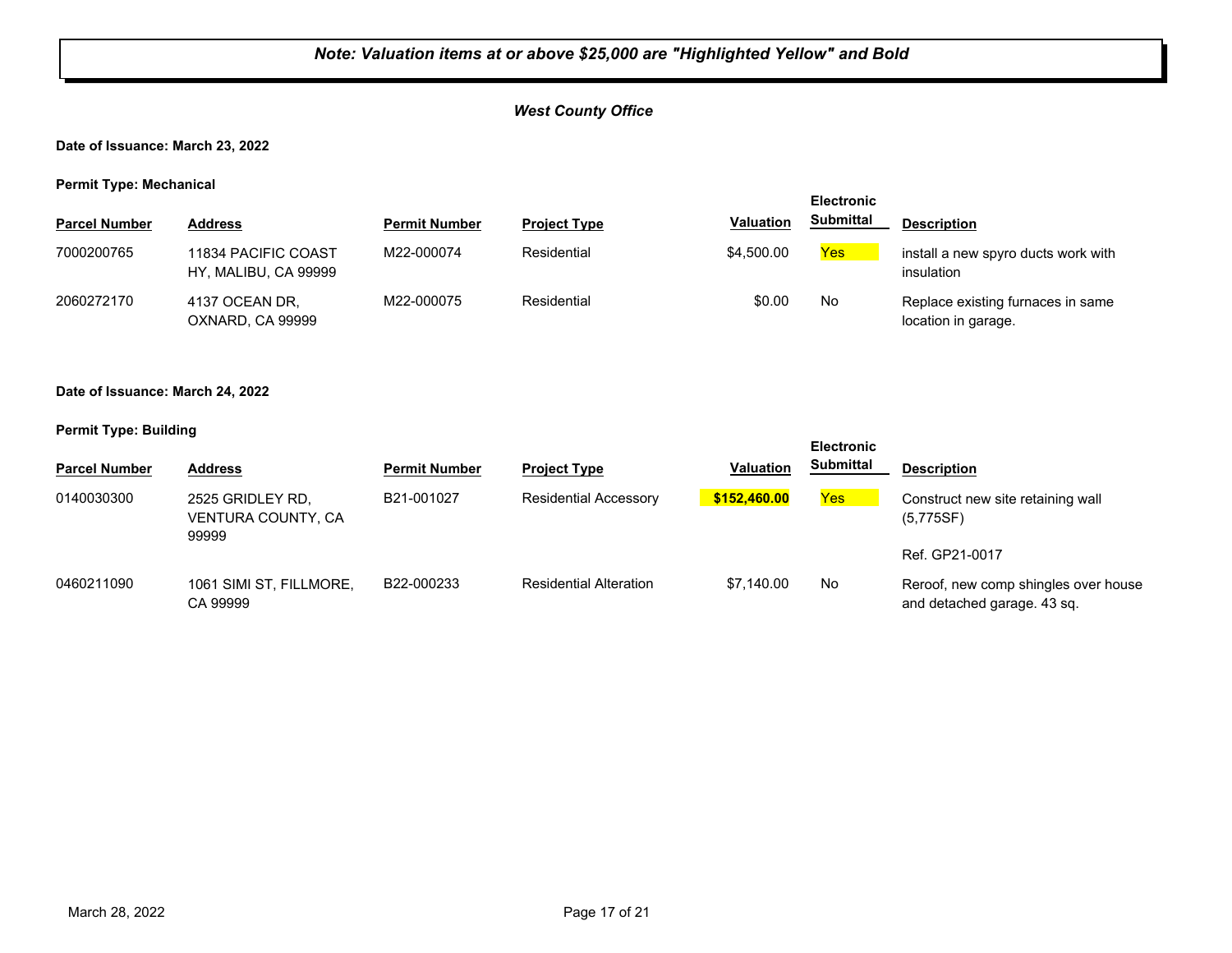*Note: Valuation items at or above $25,000 are "Highlighted Yellow" and Bold*

*West County Office*

**Date of Issuance: March 23, 2022**

**Permit Type: Mechanical**

| Parcel Number | Address | Permit Number | Project Type | Valuation | Electronic Submittal | Description |
|---|---|---|---|---|---|---|
| 7000200765 | 11834 PACIFIC COAST HY, MALIBU, CA 99999 | M22-000074 | Residential | $4,500.00 | Yes | install a new spyro ducts work with insulation |
| 2060272170 | 4137 OCEAN DR, OXNARD, CA 99999 | M22-000075 | Residential | $0.00 | No | Replace existing furnaces in same location in garage. |

**Date of Issuance: March 24, 2022**

**Permit Type: Building**

| Parcel Number | Address | Permit Number | Project Type | Valuation | Electronic Submittal | Description |
|---|---|---|---|---|---|---|
| 0140030300 | 2525 GRIDLEY RD, VENTURA COUNTY, CA 99999 | B21-001027 | Residential Accessory | **$152,460.00** | Yes | Construct new site retaining wall (5,775SF) Ref. GP21-0017 |
| 0460211090 | 1061 SIMI ST, FILLMORE, CA 99999 | B22-000233 | Residential Alteration | $7,140.00 | No | Reroof, new comp shingles over house and detached garage. 43 sq. |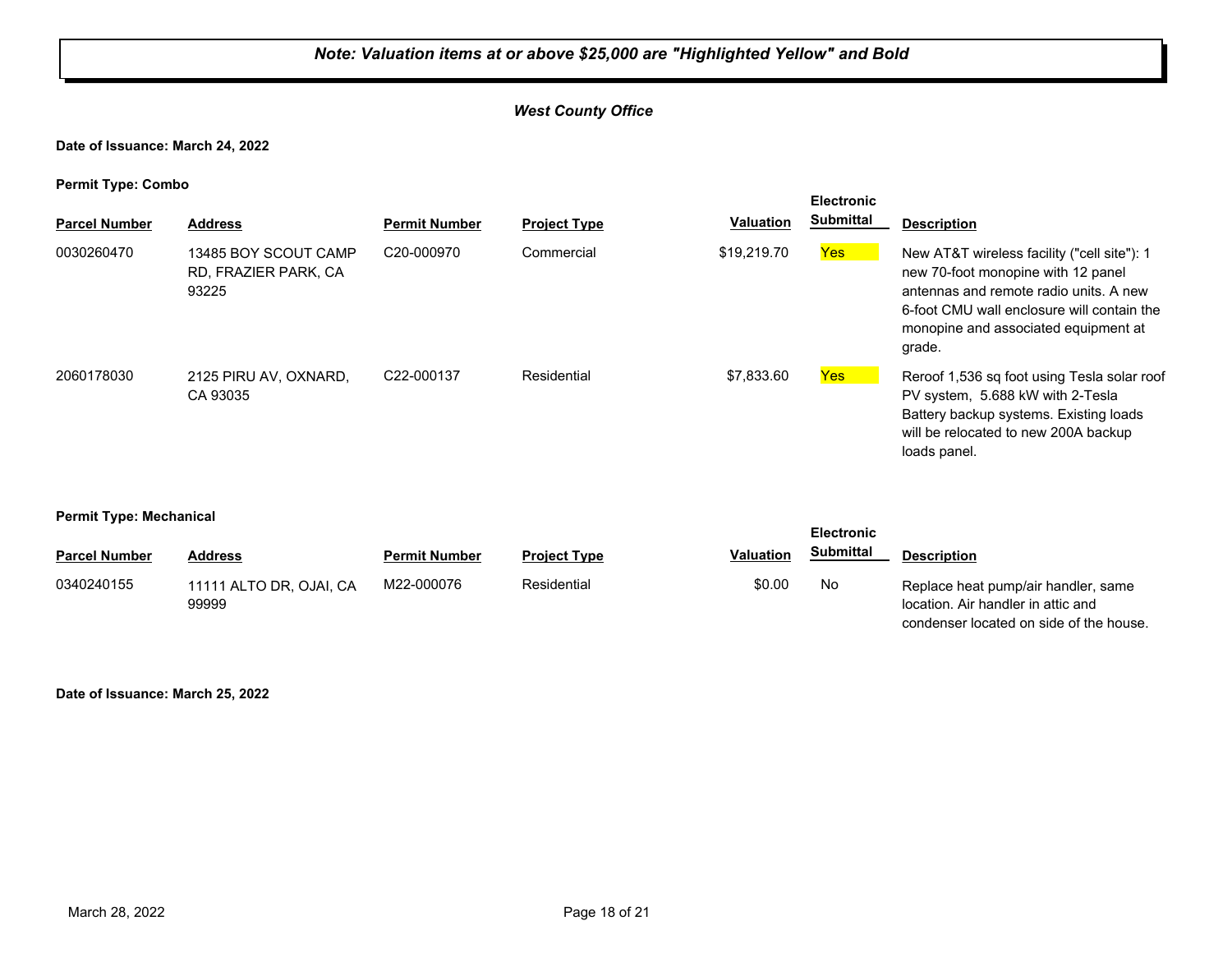***Note: Valuation items at or above $25,000 are "Highlighted Yellow" and Bold***

***West County Office***

**Date of Issuance: March 24, 2022**

**Permit Type: Combo**

| Parcel Number | Address | Permit Number | Project Type | Valuation | Electronic Submittal | Description |
|---|---|---|---|---|---|---|
| 0030260470 | 13485 BOY SCOUT CAMP RD, FRAZIER PARK, CA 93225 | C20-000970 | Commercial | $19,219.70 | Yes | New AT&T wireless facility ("cell site"): 1 new 70-foot monopine with 12 panel antennas and remote radio units. A new 6-foot CMU wall enclosure will contain the monopine and associated equipment at grade. |
| 2060178030 | 2125 PIRU AV, OXNARD, CA 93035 | C22-000137 | Residential | $7,833.60 | Yes | Reroof 1,536 sq foot using Tesla solar roof PV system, 5.688 kW with 2-Tesla Battery backup systems. Existing loads will be relocated to new 200A backup loads panel. |

**Permit Type: Mechanical**

| Parcel Number | Address | Permit Number | Project Type | Valuation | Electronic Submittal | Description |
|---|---|---|---|---|---|---|
| 0340240155 | 11111 ALTO DR, OJAI, CA 99999 | M22-000076 | Residential | $0.00 | No | Replace heat pump/air handler, same location. Air handler in attic and condenser located on side of the house. |

**Date of Issuance: March 25, 2022**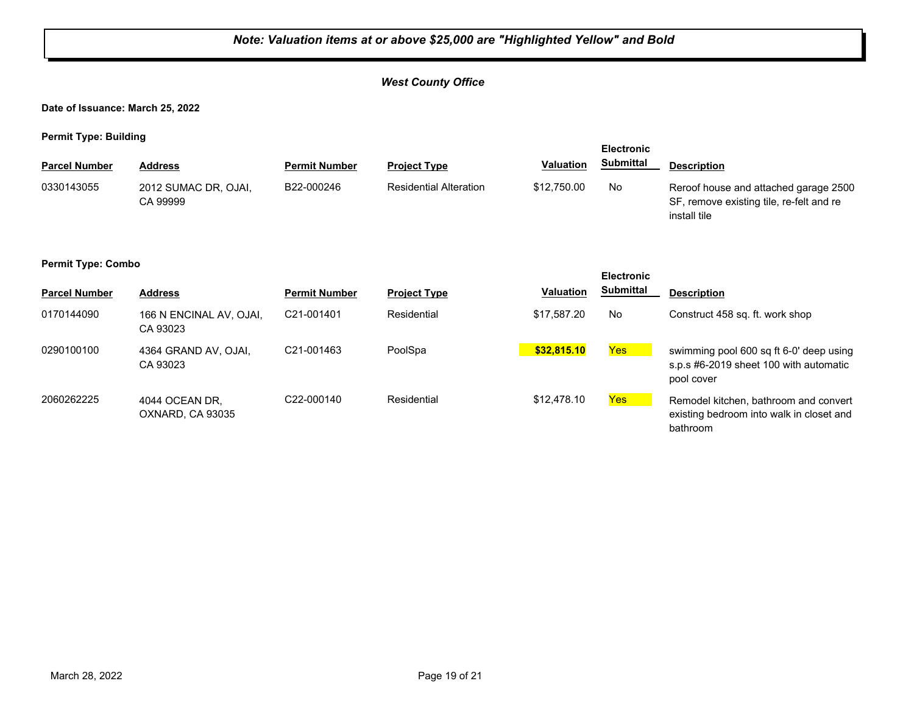***Note: Valuation items at or above $25,000 are "Highlighted Yellow" and Bold***

***West County Office***

**Date of Issuance: March 25, 2022**

**Permit Type: Building**

| Parcel Number | Address | Permit Number | Project Type | Valuation | Electronic Submittal | Description |
|---|---|---|---|---|---|---|
| 0330143055 | 2012 SUMAC DR, OJAI, CA 99999 | B22-000246 | Residential Alteration | $12,750.00 | No | Reroof house and attached garage 2500 SF, remove existing tile, re-felt and re install tile |

**Permit Type: Combo**

| Parcel Number | Address | Permit Number | Project Type | Valuation | Electronic Submittal | Description |
|---|---|---|---|---|---|---|
| 0170144090 | 166 N ENCINAL AV, OJAI, CA 93023 | C21-001401 | Residential | $17,587.20 | No | Construct 458 sq. ft. work shop |
| 0290100100 | 4364 GRAND AV, OJAI, CA 93023 | C21-001463 | PoolSpa | **$32,815.10** | Yes | swimming pool 600 sq ft 6-0' deep using s.p.s #6-2019 sheet 100 with automatic pool cover |
| 2060262225 | 4044 OCEAN DR, OXNARD, CA 93035 | C22-000140 | Residential | $12,478.10 | Yes | Remodel kitchen, bathroom and convert existing bedroom into walk in closet and bathroom |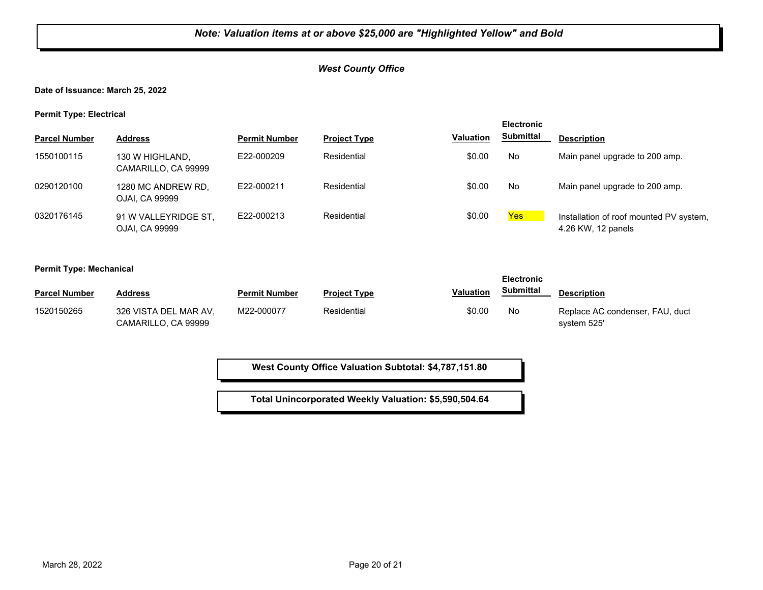*Note: Valuation items at or above $25,000 are "Highlighted Yellow" and Bold*

### *West County Office*

**Date of Issuance: March 25, 2022**

**Permit Type: Electrical**

| Parcel Number | Address | Permit Number | Project Type | Valuation | Electronic Submittal | Description |
|---|---|---|---|---|---|---|
| 1550100115 | 130 W HIGHLAND, CAMARILLO, CA 99999 | E22-000209 | Residential | $0.00 | No | Main panel upgrade to 200 amp. |
| 0290120100 | 1280 MC ANDREW RD, OJAI, CA 99999 | E22-000211 | Residential | $0.00 | No | Main panel upgrade to 200 amp. |
| 0320176145 | 91 W VALLEYRIDGE ST, OJAI, CA 99999 | E22-000213 | Residential | $0.00 | Yes | Installation of roof mounted PV system, 4.26 KW, 12 panels |

**Permit Type: Mechanical**

| Parcel Number | Address | Permit Number | Project Type | Valuation | Electronic Submittal | Description |
|---|---|---|---|---|---|---|
| 1520150265 | 326 VISTA DEL MAR AV, CAMARILLO, CA 99999 | M22-000077 | Residential | $0.00 | No | Replace AC condenser, FAU, duct system 525' |

**West County Office Valuation Subtotal: $4,787,151.80**

**Total Unincorporated Weekly Valuation: $5,590,504.64**

March 28, 2022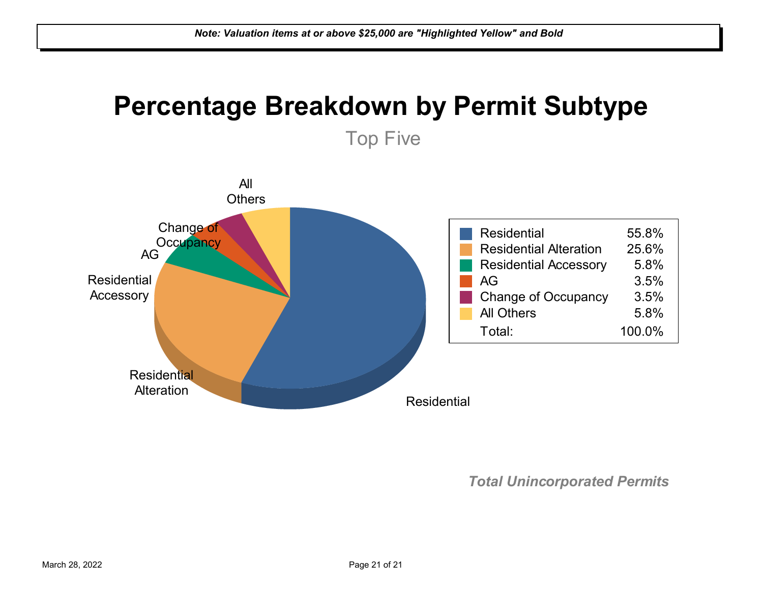**Note: Valuation items at or above $25,000 are "Highlighted Yellow" and Bold**

# Percentage Breakdown by Permit Subtype

Top Five

All Others
Change of Occupancy
AG
Residential Accessory
Residential Alteration
Residential

Residential 55.8%
Residential Alteration 25.6%
Residential Accessory 5.8%
AG 3.5%
Change of Occupancy 3.5%
All Others 5.8%
Total: 100.0%

***Total Unincorporated Permits***

March 28, 2022